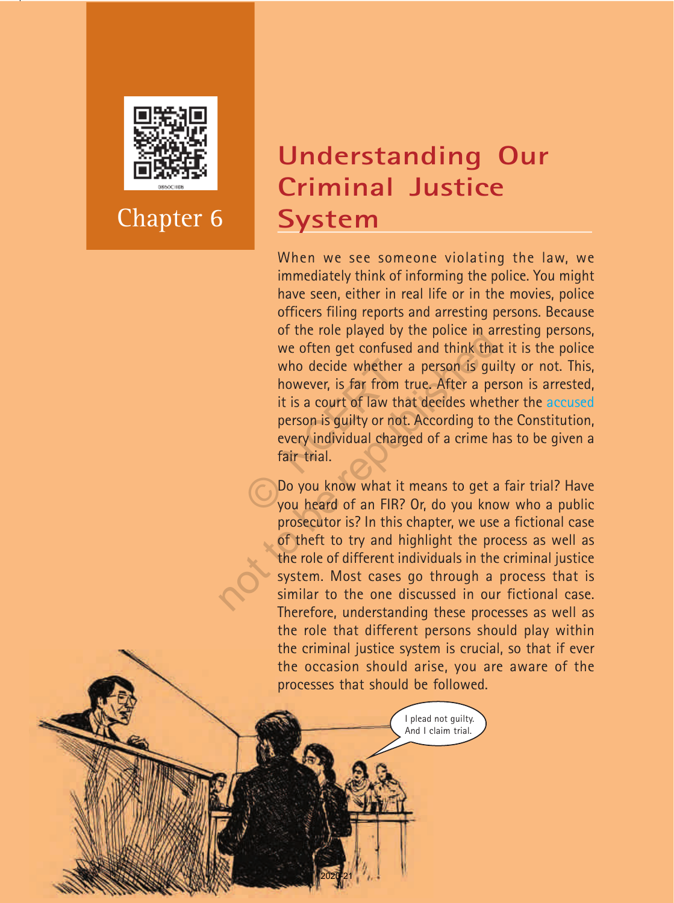Chapter 6

# Understanding Our Criminal Justice System

When we see someone violating the law, we immediately think of informing the police. You might have seen, either in real life or in the movies, police officers filing reports and arresting persons. Because of the role played by the police in arresting persons, we often get confused and think that it is the police who decide whether a person is guilty or not. This, however, is far from true. After a person is arrested, it is a court of law that decides whether the accused person is guilty or not. According to the Constitution, every individual charged of a crime has to be given a fair trial.

Do you know what it means to get a fair trial? Have you heard of an FIR? Or, do you know who a public prosecutor is? In this chapter, we use a fictional case of theft to try and highlight the process as well as the role of different individuals in the criminal justice system. Most cases go through a process that is similar to the one discussed in our fictional case. Therefore, understanding these processes as well as the role that different persons should play within the criminal justice system is crucial, so that if ever the occasion should arise, you are aware of the processes that should be followed.

I plead not guilty. And I claim trial.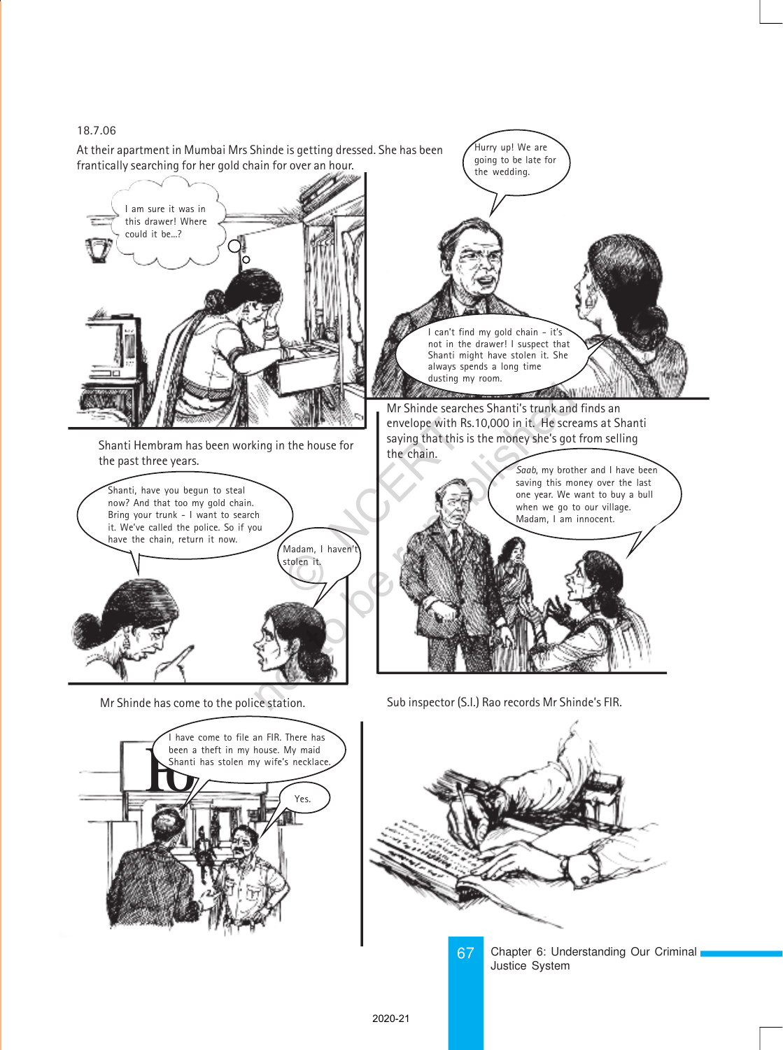18.7.06

At their apartment in Mumbai Mrs Shinde is getting dressed. She has been frantically searching for her gold chain for over an hour.

I am sure it was in this drawer! Where could it be...?

Hurry up! We are going to be late for the wedding.

I can't find my gold chain – it's not in the drawer! I suspect that Shanti might have stolen it. She always spends a long time dusting my room.

Shanti Hembram has been working in the house for the past three years.

Shanti, have you begun to steal now? And that too my gold chain. Bring your trunk – I want to search it. We've called the police. So if you have the chain, return it now.

Madam, I haven't stolen it.

Mr Shinde searches Shanti's trunk and finds an envelope with Rs.10,000 in it. He screams at Shanti saying that this is the money she's got from selling the chain.

*Saab*, my brother and I have been saving this money over the last one year. We want to buy a bull when we go to our village. Madam, I am innocent.

Mr Shinde has come to the police station.

I have come to file an FIR. There has been a theft in my house. My maid Shanti has stolen my wife's necklace.

Yes.

Sub inspector (S.I.) Rao records Mr Shinde's FIR.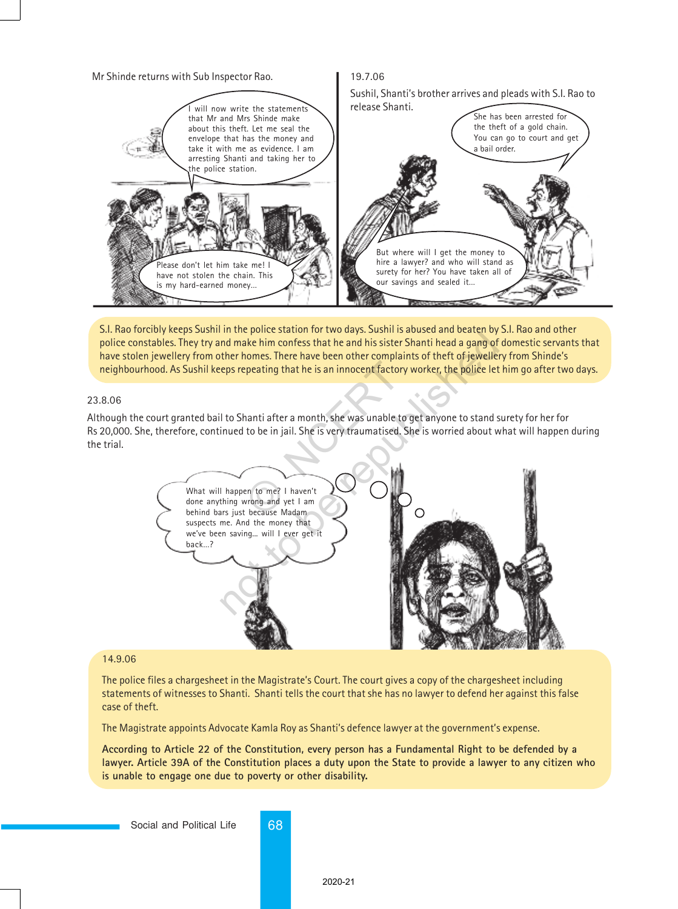Mr Shinde returns with Sub Inspector Rao.

I will now write the statements that Mr and Mrs Shinde make about this theft. Let me seal the envelope that has the money and take it with me as evidence. I am arresting Shanti and taking her to the police station.

Please don't let him take me! I have not stolen the chain. This is my hard-earned money...

19.7.06

Sushil, Shanti's brother arrives and pleads with S.I. Rao to release Shanti.

She has been arrested for the theft of a gold chain. You can go to court and get a bail order.

But where will I get the money to hire a lawyer? and who will stand as surety for her? You have taken all of our savings and sealed it...

S.I. Rao forcibly keeps Sushil in the police station for two days. Sushil is abused and beaten by S.I. Rao and other police constables. They try and make him confess that he and his sister Shanti head a gang of domestic servants that have stolen jewellery from other homes. There have been other complaints of theft of jewellery from Shinde's neighbourhood. As Sushil keeps repeating that he is an innocent factory worker, the police let him go after two days.

23.8.06

Although the court granted bail to Shanti after a month, she was unable to get anyone to stand surety for her for Rs 20,000. She, therefore, continued to be in jail. She is very traumatised. She is worried about what will happen during the trial.

What will happen to me? I haven't done anything wrong and yet I am behind bars just because Madam suspects me. And the money that we've been saving... will I ever get it back...?

14.9.06

The police files a chargesheet in the Magistrate's Court. The court gives a copy of the chargesheet including statements of witnesses to Shanti. Shanti tells the court that she has no lawyer to defend her against this false case of theft.

The Magistrate appoints Advocate Kamla Roy as Shanti's defence lawyer at the government's expense.

**According to Article 22 of the Constitution, every person has a Fundamental Right to be defended by a lawyer. Article 39A of the Constitution places a duty upon the State to provide a lawyer to any citizen who is unable to engage one due to poverty or other disability.**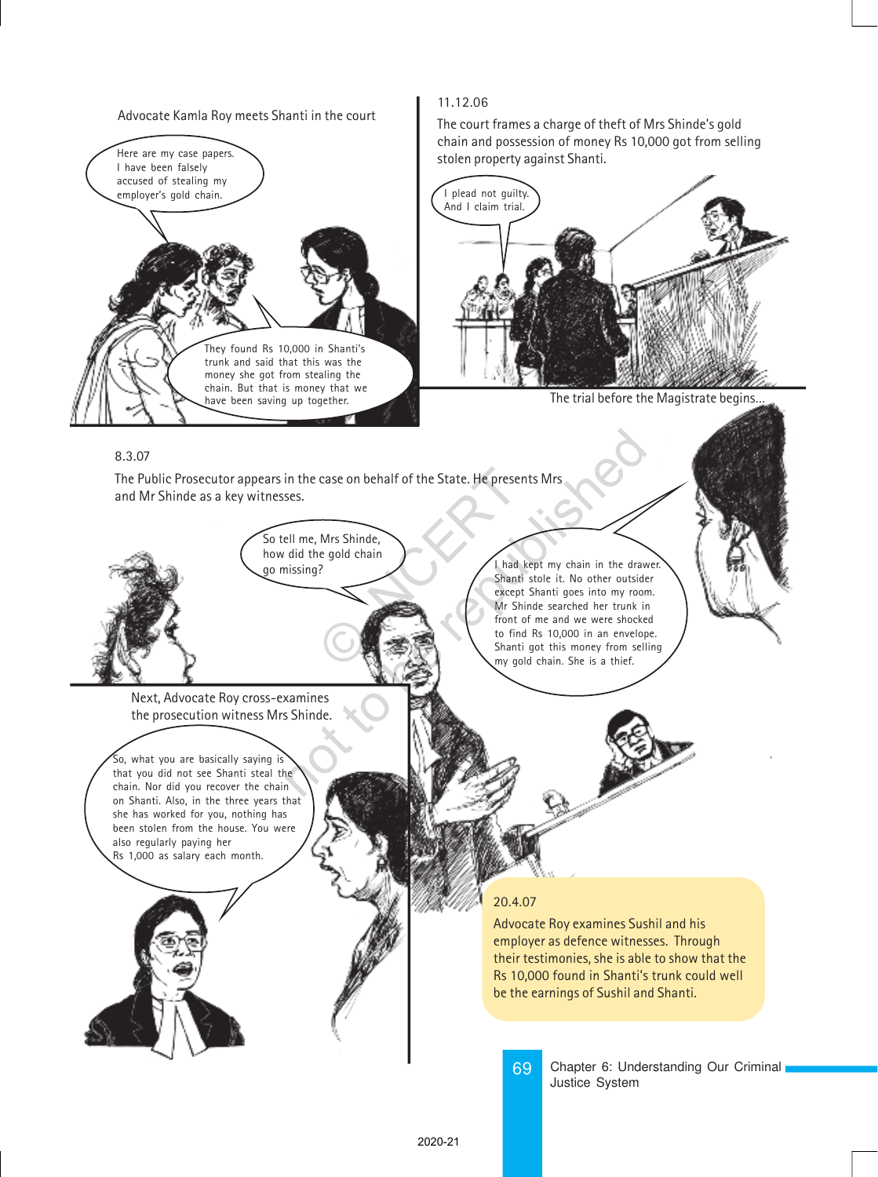Advocate Kamla Roy meets Shanti in the court

Here are my case papers. I have been falsely accused of stealing my employer's gold chain.

They found Rs 10,000 in Shanti's trunk and said that this was the money she got from stealing the chain. But that is money that we have been saving up together.

11.12.06

The court frames a charge of theft of Mrs Shinde's gold chain and possession of money Rs 10,000 got from selling stolen property against Shanti.

I plead not guilty. And I claim trial.

The trial before the Magistrate begins...

8.3.07

The Public Prosecutor appears in the case on behalf of the State. He presents Mrs and Mr Shinde as a key witnesses.

So tell me, Mrs Shinde, how did the gold chain go missing?

I had kept my chain in the drawer. Shanti stole it. No other outsider except Shanti goes into my room. Mr Shinde searched her trunk in front of me and we were shocked to find Rs 10,000 in an envelope. Shanti got this money from selling my gold chain. She is a thief.

Next, Advocate Roy cross-examines the prosecution witness Mrs Shinde.

So, what you are basically saying is that you did not see Shanti steal the chain. Nor did you recover the chain on Shanti. Also, in the three years that she has worked for you, nothing has been stolen from the house. You were also regularly paying her Rs 1,000 as salary each month.

20.4.07

Advocate Roy examines Sushil and his employer as defence witnesses. Through their testimonies, she is able to show that the Rs 10,000 found in Shanti's trunk could well be the earnings of Sushil and Shanti.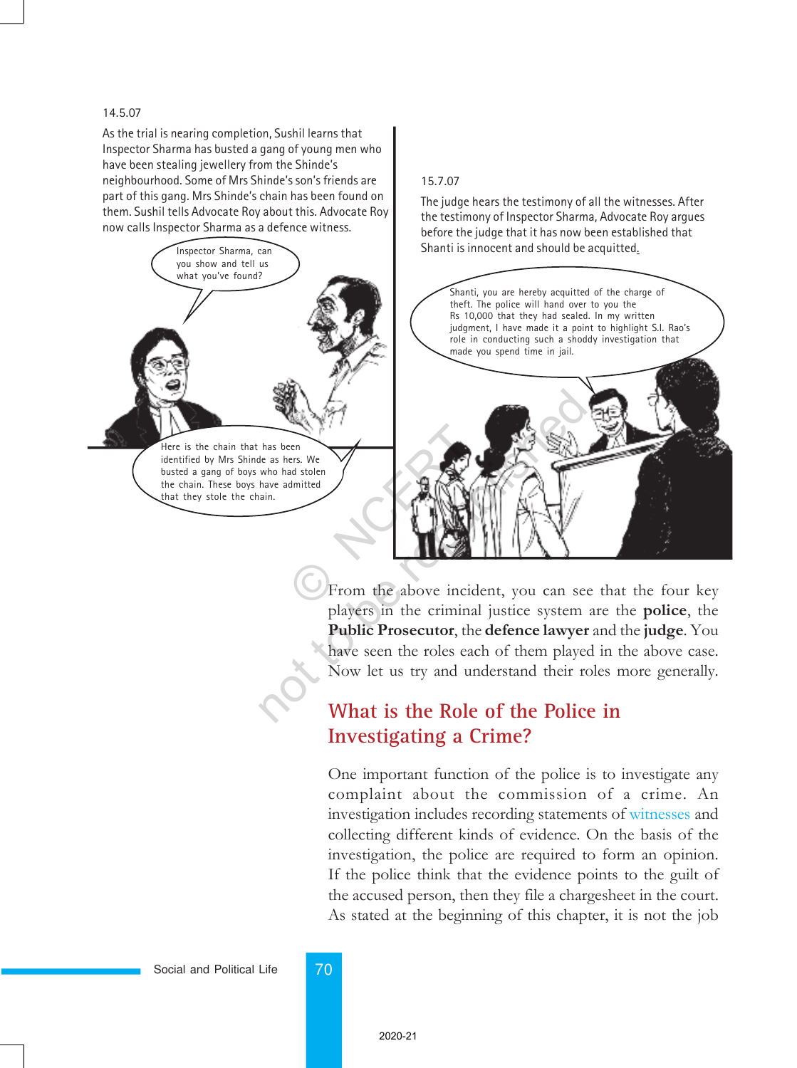14.5.07

As the trial is nearing completion, Sushil learns that Inspector Sharma has busted a gang of young men who have been stealing jewellery from the Shinde's neighbourhood. Some of Mrs Shinde's son's friends are part of this gang. Mrs Shinde's chain has been found on them. Sushil tells Advocate Roy about this. Advocate Roy now calls Inspector Sharma as a defence witness.

Inspector Sharma, can you show and tell us what you've found?

Here is the chain that has been identified by Mrs Shinde as hers. We busted a gang of boys who had stolen the chain. These boys have admitted that they stole the chain.

15.7.07

The judge hears the testimony of all the witnesses. After the testimony of Inspector Sharma, Advocate Roy argues before the judge that it has now been established that Shanti is innocent and should be acquitted.

Shanti, you are hereby acquitted of the charge of theft. The police will hand over to you the Rs 10,000 that they had sealed. In my written judgment, I have made it a point to highlight S.I. Rao's role in conducting such a shoddy investigation that made you spend time in jail.

From the above incident, you can see that the four key players in the criminal justice system are the **police**, the **Public Prosecutor**, the **defence lawyer** and the **judge**. You have seen the roles each of them played in the above case. Now let us try and understand their roles more generally.

## What is the Role of the Police in Investigating a Crime?

One important function of the police is to investigate any complaint about the commission of a crime. An investigation includes recording statements of witnesses and collecting different kinds of evidence. On the basis of the investigation, the police are required to form an opinion. If the police think that the evidence points to the guilt of the accused person, then they file a chargesheet in the court. As stated at the beginning of this chapter, it is not the job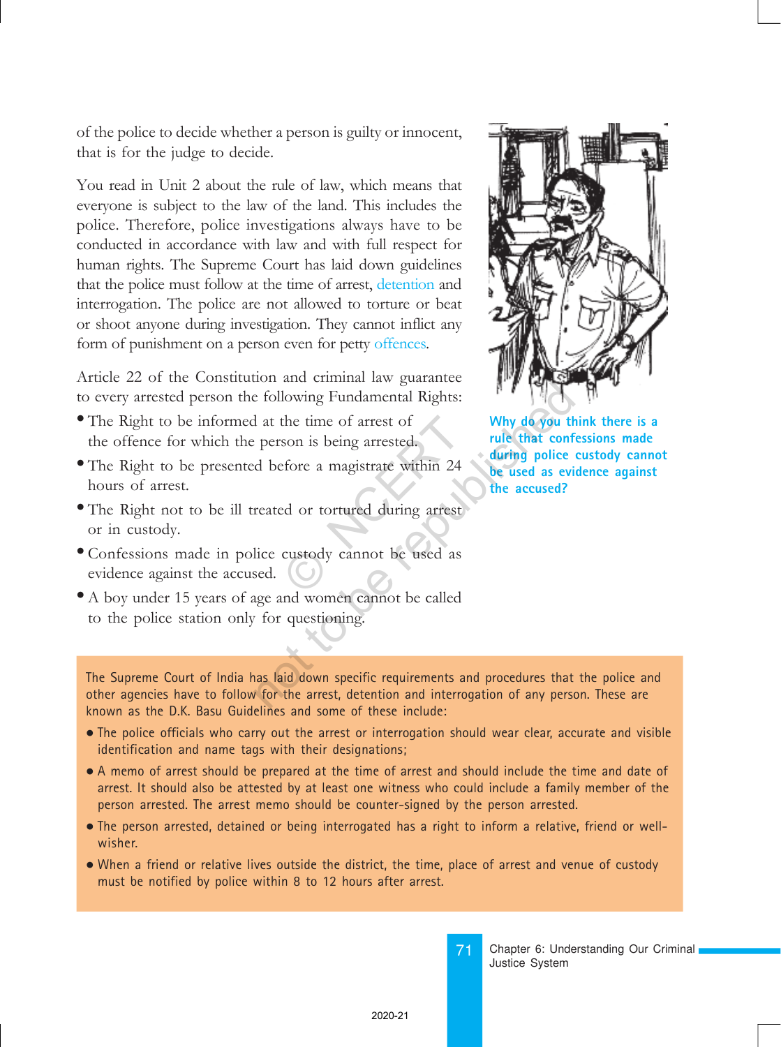of the police to decide whether a person is guilty or innocent, that is for the judge to decide.

You read in Unit 2 about the rule of law, which means that everyone is subject to the law of the land. This includes the police. Therefore, police investigations always have to be conducted in accordance with law and with full respect for human rights. The Supreme Court has laid down guidelines that the police must follow at the time of arrest, detention and interrogation. The police are not allowed to torture or beat or shoot anyone during investigation. They cannot inflict any form of punishment on a person even for petty offences.

Article 22 of the Constitution and criminal law guarantee to every arrested person the following Fundamental Rights:

- The Right to be informed at the time of arrest of the offence for which the person is being arrested.
- The Right to be presented before a magistrate within 24 hours of arrest.
- The Right not to be ill treated or tortured during arrest or in custody.
- Confessions made in police custody cannot be used as evidence against the accused.
- A boy under 15 years of age and women cannot be called to the police station only for questioning.

**Why do you think there is a rule that confessions made during police custody cannot be used as evidence against the accused?**

The Supreme Court of India has laid down specific requirements and procedures that the police and other agencies have to follow for the arrest, detention and interrogation of any person. These are known as the D.K. Basu Guidelines and some of these include:

- The police officials who carry out the arrest or interrogation should wear clear, accurate and visible identification and name tags with their designations;
- A memo of arrest should be prepared at the time of arrest and should include the time and date of arrest. It should also be attested by at least one witness who could include a family member of the person arrested. The arrest memo should be counter-signed by the person arrested.
- The person arrested, detained or being interrogated has a right to inform a relative, friend or well-wisher.
- When a friend or relative lives outside the district, the time, place of arrest and venue of custody must be notified by police within 8 to 12 hours after arrest.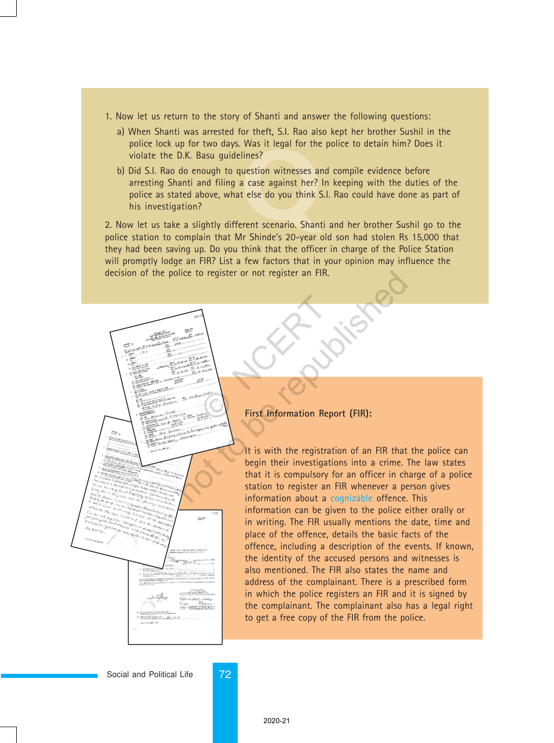1. Now let us return to the story of Shanti and answer the following questions:

   a) When Shanti was arrested for theft, S.I. Rao also kept her brother Sushil in the police lock up for two days. Was it legal for the police to detain him? Does it violate the D.K. Basu guidelines?

   b) Did S.I. Rao do enough to question witnesses and compile evidence before arresting Shanti and filing a case against her? In keeping with the duties of the police as stated above, what else do you think S.I. Rao could have done as part of his investigation?

2. Now let us take a slightly different scenario. Shanti and her brother Sushil go to the police station to complain that Mr Shinde's 20-year old son had stolen Rs 15,000 that they had been saving up. Do you think that the officer in charge of the Police Station will promptly lodge an FIR? List a few factors that in your opinion may influence the decision of the police to register or not register an FIR.

**First Information Report (FIR):**

It is with the registration of an FIR that the police can begin their investigations into a crime. The law states that it is compulsory for an officer in charge of a police station to register an FIR whenever a person gives information about a cognizable offence. This information can be given to the police either orally or in writing. The FIR usually mentions the date, time and place of the offence, details the basic facts of the offence, including a description of the events. If known, the identity of the accused persons and witnesses is also mentioned. The FIR also states the name and address of the complainant. There is a prescribed form in which the police registers an FIR and it is signed by the complainant. The complainant also has a legal right to get a free copy of the FIR from the police.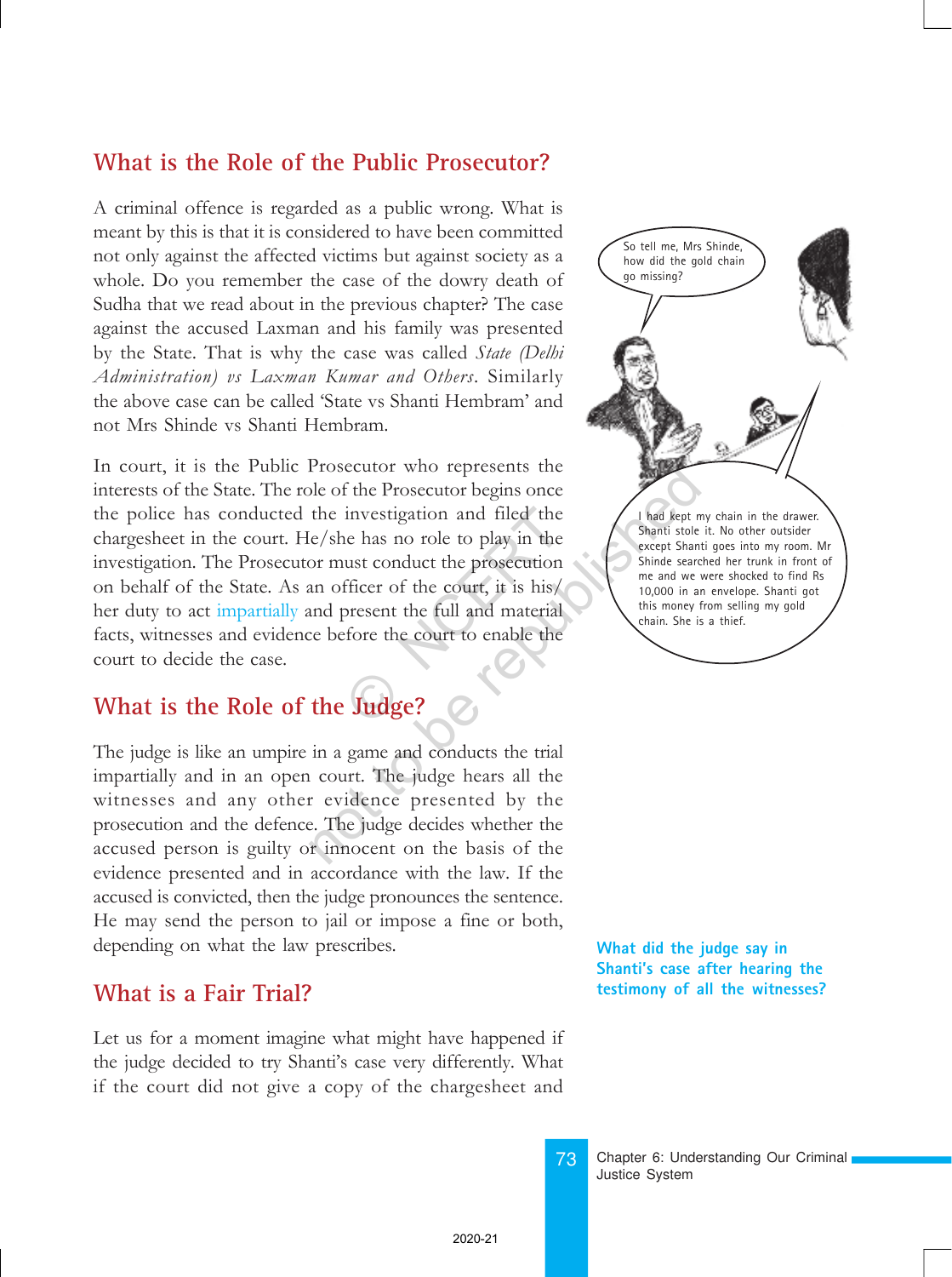## What is the Role of the Public Prosecutor?

A criminal offence is regarded as a public wrong. What is meant by this is that it is considered to have been committed not only against the affected victims but against society as a whole. Do you remember the case of the dowry death of Sudha that we read about in the previous chapter? The case against the accused Laxman and his family was presented by the State. That is why the case was called *State (Delhi Administration) vs Laxman Kumar and Others*. Similarly the above case can be called 'State vs Shanti Hembram' and not Mrs Shinde vs Shanti Hembram.

In court, it is the Public Prosecutor who represents the interests of the State. The role of the Prosecutor begins once the police has conducted the investigation and filed the chargesheet in the court. He/she has no role to play in the investigation. The Prosecutor must conduct the prosecution on behalf of the State. As an officer of the court, it is his/her duty to act impartially and present the full and material facts, witnesses and evidence before the court to enable the court to decide the case.

So tell me, Mrs Shinde, how did the gold chain go missing?

I had kept my chain in the drawer. Shanti stole it. No other outsider except Shanti goes into my room. Mr Shinde searched her trunk in front of me and we were shocked to find Rs 10,000 in an envelope. Shanti got this money from selling my gold chain. She is a thief.

## What is the Role of the Judge?

The judge is like an umpire in a game and conducts the trial impartially and in an open court. The judge hears all the witnesses and any other evidence presented by the prosecution and the defence. The judge decides whether the accused person is guilty or innocent on the basis of the evidence presented and in accordance with the law. If the accused is convicted, then the judge pronounces the sentence. He may send the person to jail or impose a fine or both, depending on what the law prescribes.

**What did the judge say in Shanti's case after hearing the testimony of all the witnesses?**

## What is a Fair Trial?

Let us for a moment imagine what might have happened if the judge decided to try Shanti's case very differently. What if the court did not give a copy of the chargesheet and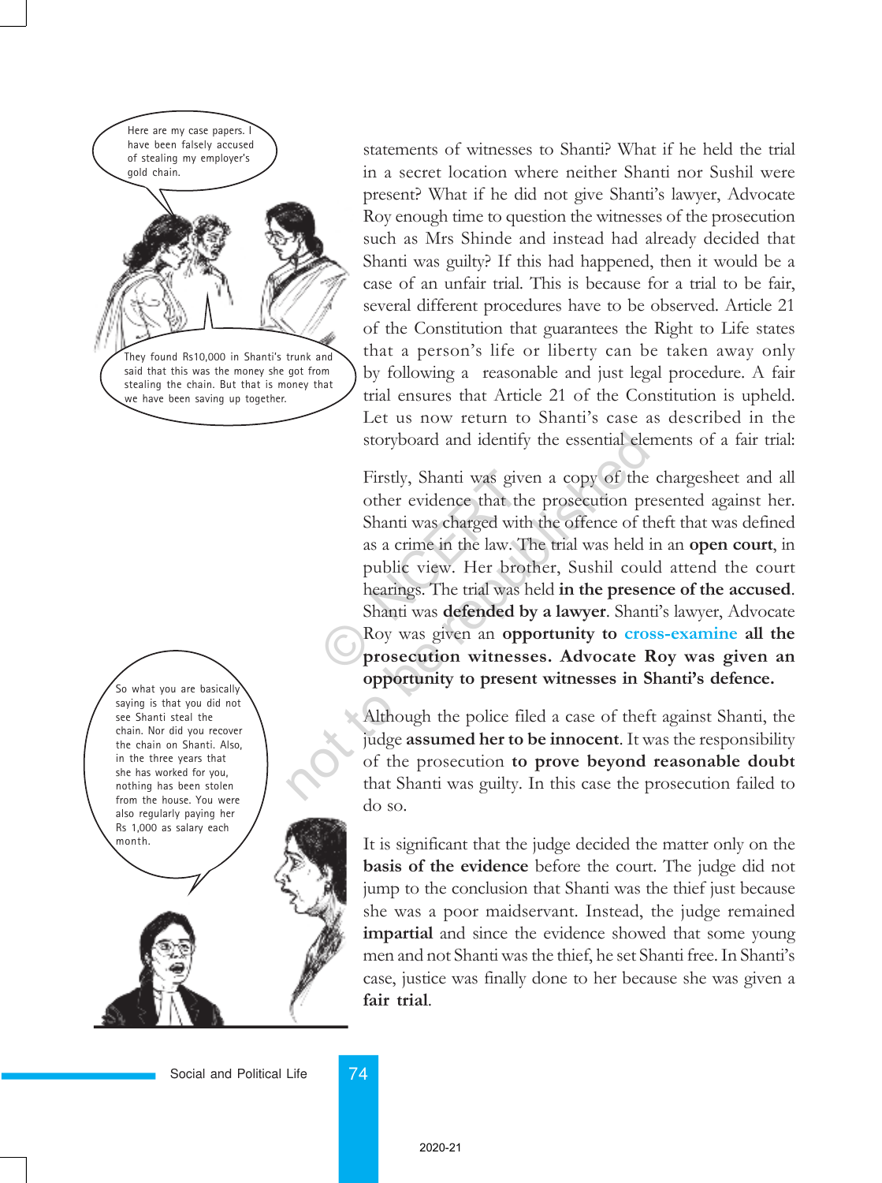Here are my case papers. I have been falsely accused of stealing my employer's gold chain.

They found Rs10,000 in Shanti's trunk and said that this was the money she got from stealing the chain. But that is money that we have been saving up together.

So what you are basically saying is that you did not see Shanti steal the chain. Nor did you recover the chain on Shanti. Also, in the three years that she has worked for you, nothing has been stolen from the house. You were also regularly paying her Rs 1,000 as salary each month.

statements of witnesses to Shanti? What if he held the trial in a secret location where neither Shanti nor Sushil were present? What if he did not give Shanti's lawyer, Advocate Roy enough time to question the witnesses of the prosecution such as Mrs Shinde and instead had already decided that Shanti was guilty? If this had happened, then it would be a case of an unfair trial. This is because for a trial to be fair, several different procedures have to be observed. Article 21 of the Constitution that guarantees the Right to Life states that a person's life or liberty can be taken away only by following a reasonable and just legal procedure. A fair trial ensures that Article 21 of the Constitution is upheld. Let us now return to Shanti's case as described in the storyboard and identify the essential elements of a fair trial:

Firstly, Shanti was given a copy of the chargesheet and all other evidence that the prosecution presented against her. Shanti was charged with the offence of theft that was defined as a crime in the law. The trial was held in an **open court**, in public view. Her brother, Sushil could attend the court hearings. The trial was held **in the presence of the accused**. Shanti was **defended by a lawyer**. Shanti's lawyer, Advocate Roy was given an **opportunity to cross-examine all the prosecution witnesses. Advocate Roy was given an opportunity to present witnesses in Shanti's defence.**

Although the police filed a case of theft against Shanti, the judge **assumed her to be innocent**. It was the responsibility of the prosecution **to prove beyond reasonable doubt** that Shanti was guilty. In this case the prosecution failed to do so.

It is significant that the judge decided the matter only on the **basis of the evidence** before the court. The judge did not jump to the conclusion that Shanti was the thief just because she was a poor maidservant. Instead, the judge remained **impartial** and since the evidence showed that some young men and not Shanti was the thief, he set Shanti free. In Shanti's case, justice was finally done to her because she was given a **fair trial**.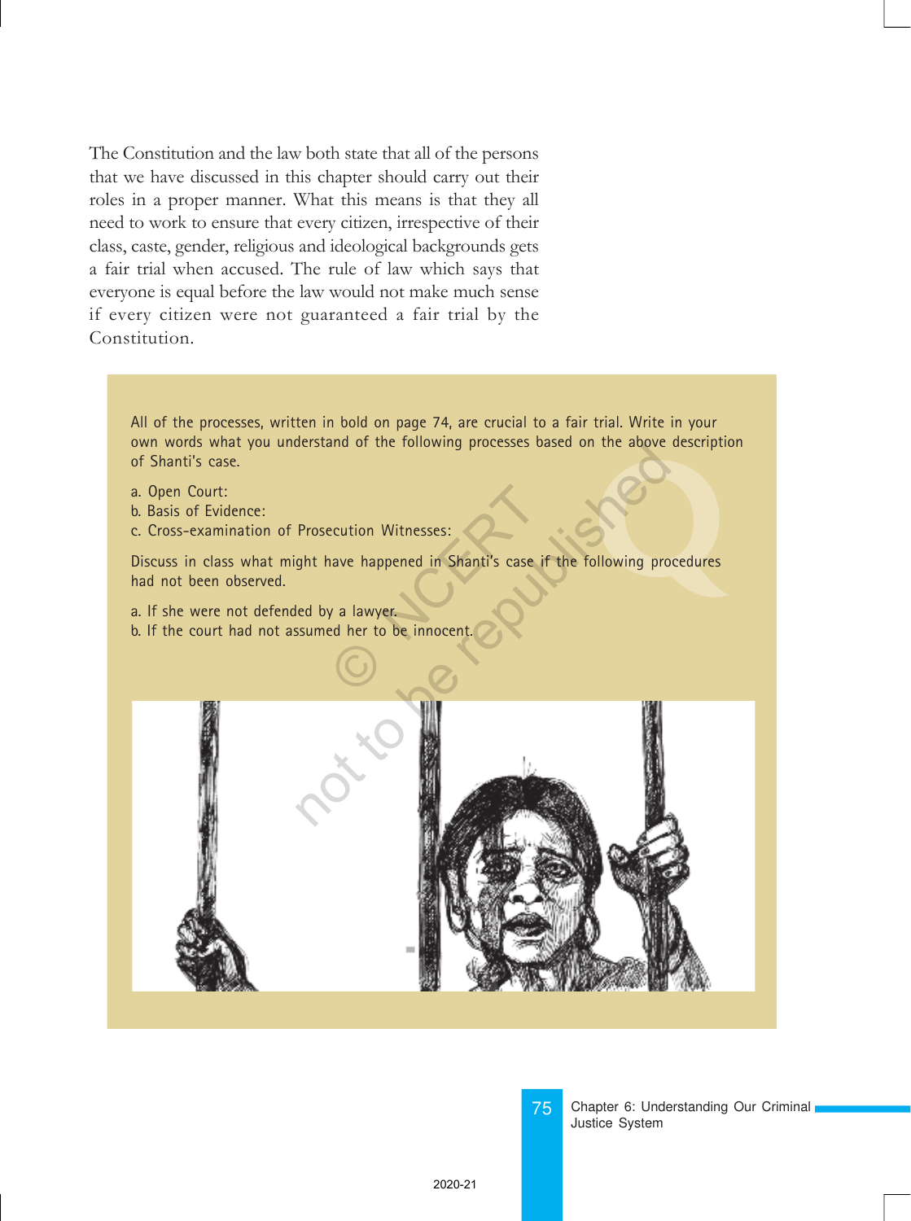The Constitution and the law both state that all of the persons that we have discussed in this chapter should carry out their roles in a proper manner. What this means is that they all need to work to ensure that every citizen, irrespective of their class, caste, gender, religious and ideological backgrounds gets a fair trial when accused. The rule of law which says that everyone is equal before the law would not make much sense if every citizen were not guaranteed a fair trial by the Constitution.

All of the processes, written in bold on page 74, are crucial to a fair trial. Write in your own words what you understand of the following processes based on the above description of Shanti's case.

a. Open Court:
b. Basis of Evidence:
c. Cross-examination of Prosecution Witnesses:

Discuss in class what might have happened in Shanti's case if the following procedures had not been observed.

a. If she were not defended by a lawyer.
b. If the court had not assumed her to be innocent.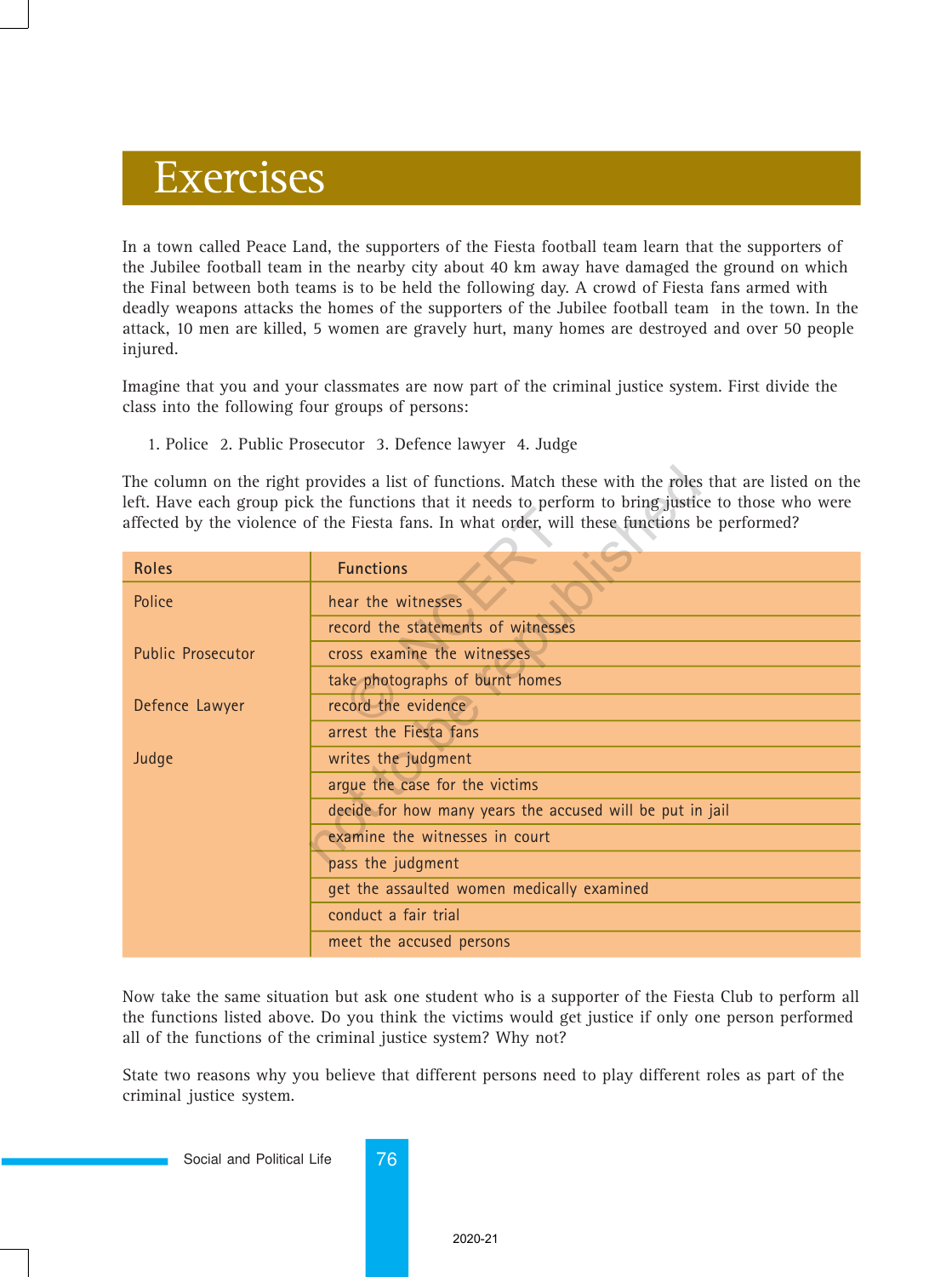# Exercises

In a town called Peace Land, the supporters of the Fiesta football team learn that the supporters of the Jubilee football team in the nearby city about 40 km away have damaged the ground on which the Final between both teams is to be held the following day. A crowd of Fiesta fans armed with deadly weapons attacks the homes of the supporters of the Jubilee football team in the town. In the attack, 10 men are killed, 5 women are gravely hurt, many homes are destroyed and over 50 people injured.

Imagine that you and your classmates are now part of the criminal justice system. First divide the class into the following four groups of persons:

1. Police 2. Public Prosecutor 3. Defence lawyer 4. Judge

The column on the right provides a list of functions. Match these with the roles that are listed on the left. Have each group pick the functions that it needs to perform to bring justice to those who were affected by the violence of the Fiesta fans. In what order, will these functions be performed?

| Roles | Functions |
|---|---|
| Police | hear the witnesses |
| | record the statements of witnesses |
| Public Prosecutor | cross examine the witnesses |
| | take photographs of burnt homes |
| Defence Lawyer | record the evidence |
| | arrest the Fiesta fans |
| Judge | writes the judgment |
| | argue the case for the victims |
| | decide for how many years the accused will be put in jail |
| | examine the witnesses in court |
| | pass the judgment |
| | get the assaulted women medically examined |
| | conduct a fair trial |
| | meet the accused persons |

Now take the same situation but ask one student who is a supporter of the Fiesta Club to perform all the functions listed above. Do you think the victims would get justice if only one person performed all of the functions of the criminal justice system? Why not?

State two reasons why you believe that different persons need to play different roles as part of the criminal justice system.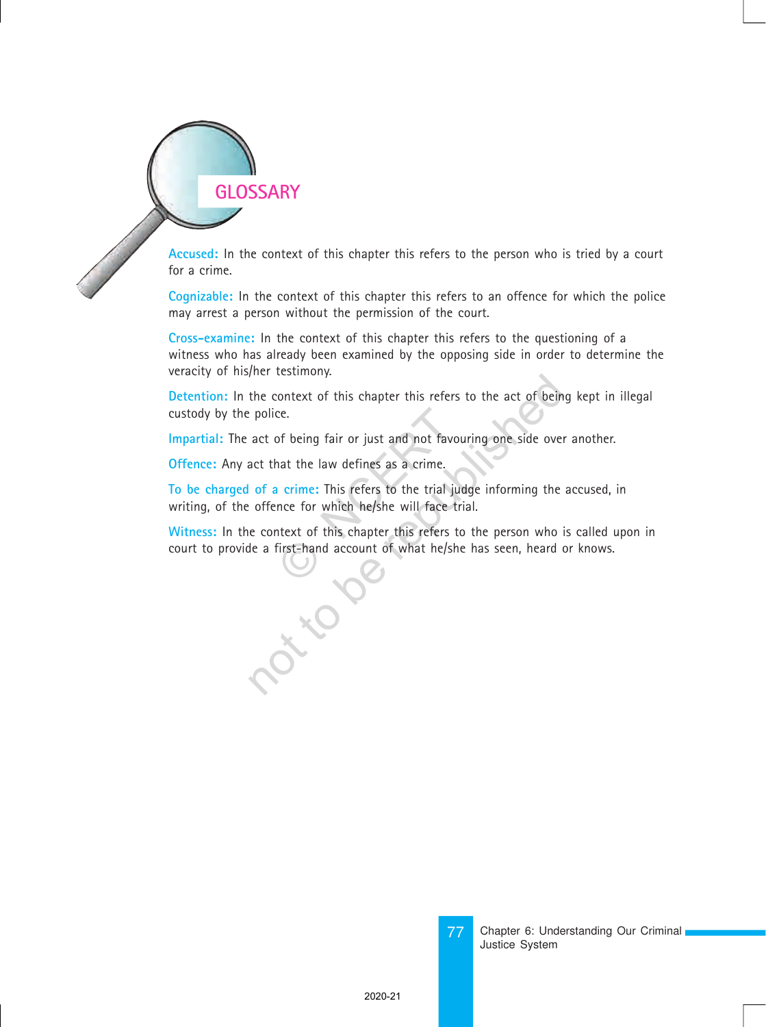## GLOSSARY

**Accused:** In the context of this chapter this refers to the person who is tried by a court for a crime.

**Cognizable:** In the context of this chapter this refers to an offence for which the police may arrest a person without the permission of the court.

**Cross-examine:** In the context of this chapter this refers to the questioning of a witness who has already been examined by the opposing side in order to determine the veracity of his/her testimony.

**Detention:** In the context of this chapter this refers to the act of being kept in illegal custody by the police.

**Impartial:** The act of being fair or just and not favouring one side over another.

**Offence:** Any act that the law defines as a crime.

**To be charged of a crime:** This refers to the trial judge informing the accused, in writing, of the offence for which he/she will face trial.

**Witness:** In the context of this chapter this refers to the person who is called upon in court to provide a first-hand account of what he/she has seen, heard or knows.